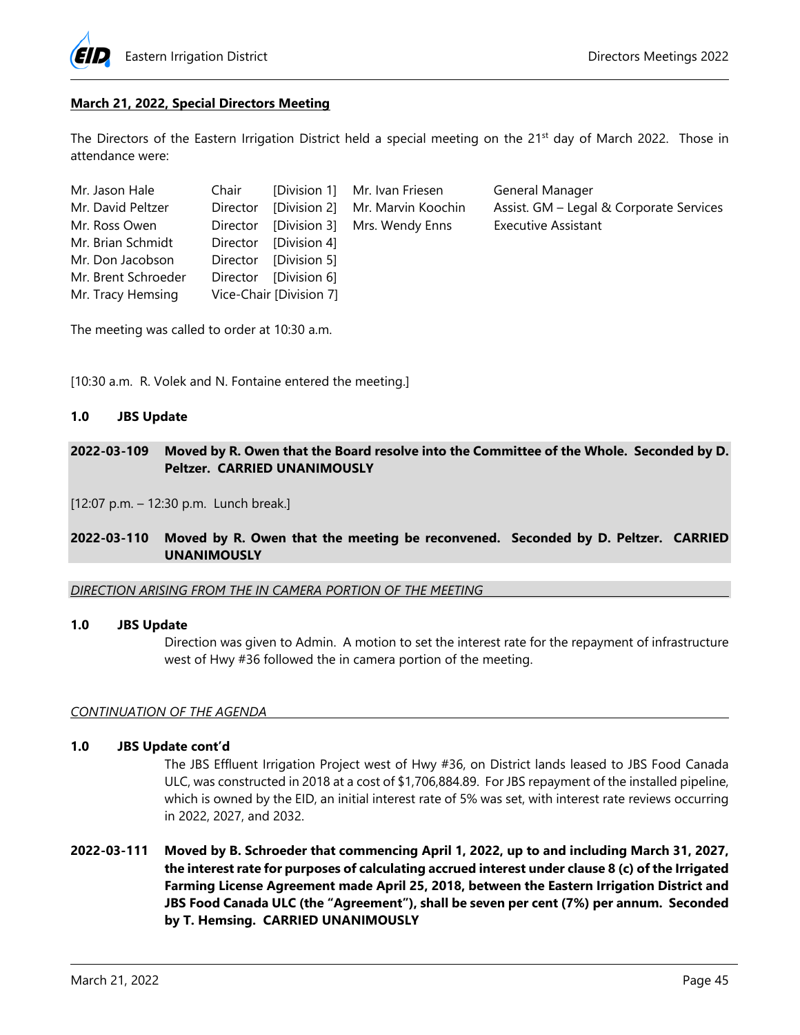## March 21, 2022, Special Directors Meeting

The Directors of the Eastern Irrigation District held a special meeting on the 21st day of March 2022. Those in attendance were:

| | | | | |
|---|---|---|---|---|
| Mr. Jason Hale | Chair | [Division 1] | Mr. Ivan Friesen | General Manager |
| Mr. David Peltzer | Director | [Division 2] | Mr. Marvin Koochin | Assist. GM – Legal & Corporate Services |
| Mr. Ross Owen | Director | [Division 3] | Mrs. Wendy Enns | Executive Assistant |
| Mr. Brian Schmidt | Director | [Division 4] | | |
| Mr. Don Jacobson | Director | [Division 5] | | |
| Mr. Brent Schroeder | Director | [Division 6] | | |
| Mr. Tracy Hemsing | Vice-Chair | [Division 7] | | |

The meeting was called to order at 10:30 a.m.

[10:30 a.m. R. Volek and N. Fontaine entered the meeting.]

**1.0 JBS Update**

**2022-03-109 Moved by R. Owen that the Board resolve into the Committee of the Whole. Seconded by D. Peltzer. CARRIED UNANIMOUSLY**

[12:07 p.m. – 12:30 p.m. Lunch break.]

**2022-03-110 Moved by R. Owen that the meeting be reconvened. Seconded by D. Peltzer. CARRIED UNANIMOUSLY**

*DIRECTION ARISING FROM THE IN CAMERA PORTION OF THE MEETING*

**1.0 JBS Update**

Direction was given to Admin. A motion to set the interest rate for the repayment of infrastructure west of Hwy #36 followed the in camera portion of the meeting.

*CONTINUATION OF THE AGENDA*

**1.0 JBS Update cont'd**

The JBS Effluent Irrigation Project west of Hwy #36, on District lands leased to JBS Food Canada ULC, was constructed in 2018 at a cost of $1,706,884.89. For JBS repayment of the installed pipeline, which is owned by the EID, an initial interest rate of 5% was set, with interest rate reviews occurring in 2022, 2027, and 2032.

**2022-03-111 Moved by B. Schroeder that commencing April 1, 2022, up to and including March 31, 2027, the interest rate for purposes of calculating accrued interest under clause 8 (c) of the Irrigated Farming License Agreement made April 25, 2018, between the Eastern Irrigation District and JBS Food Canada ULC (the "Agreement"), shall be seven per cent (7%) per annum. Seconded by T. Hemsing. CARRIED UNANIMOUSLY**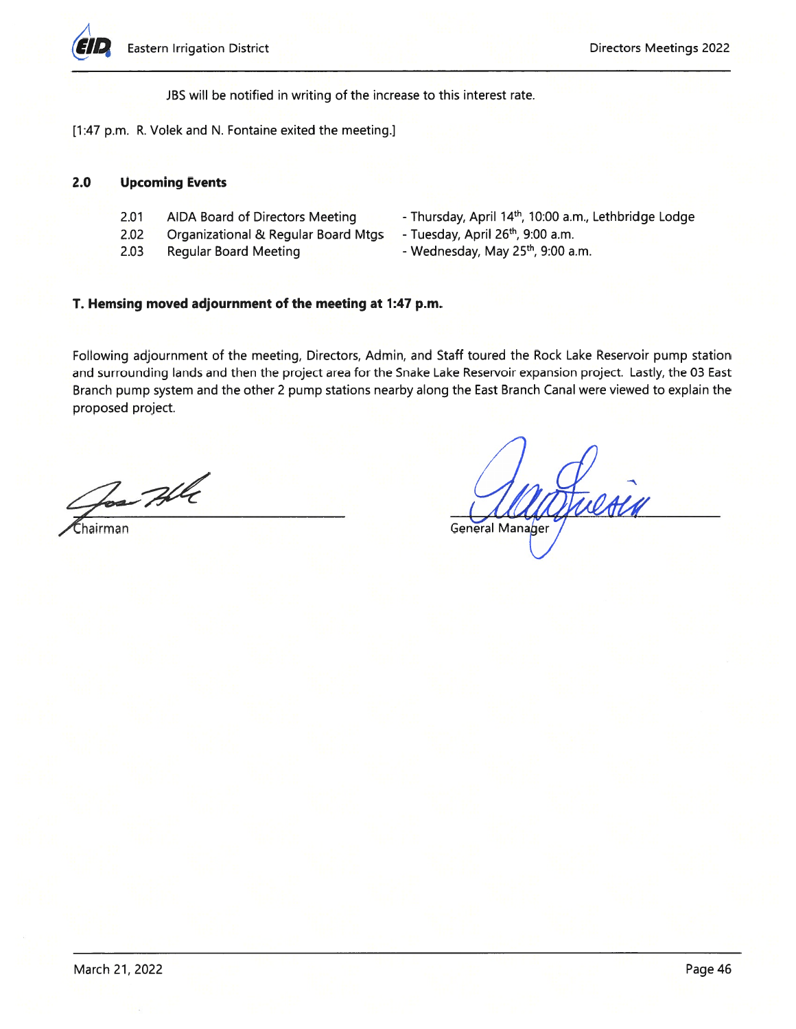JBS will be notified in writing of the increase to this interest rate.

[1:47 p.m. R. Volek and N. Fontaine exited the meeting.]

## 2.0 Upcoming Events

| | | |
|---|---|---|
| 2.01 | AIDA Board of Directors Meeting | - Thursday, April 14th, 10:00 a.m., Lethbridge Lodge |
| 2.02 | Organizational & Regular Board Mtgs | - Tuesday, April 26th, 9:00 a.m. |
| 2.03 | Regular Board Meeting | - Wednesday, May 25th, 9:00 a.m. |

**T. Hemsing moved adjournment of the meeting at 1:47 p.m.**

Following adjournment of the meeting, Directors, Admin, and Staff toured the Rock Lake Reservoir pump station and surrounding lands and then the project area for the Snake Lake Reservoir expansion project. Lastly, the 03 East Branch pump system and the other 2 pump stations nearby along the East Branch Canal were viewed to explain the proposed project.

Chairman

General Manager

March 21, 2022